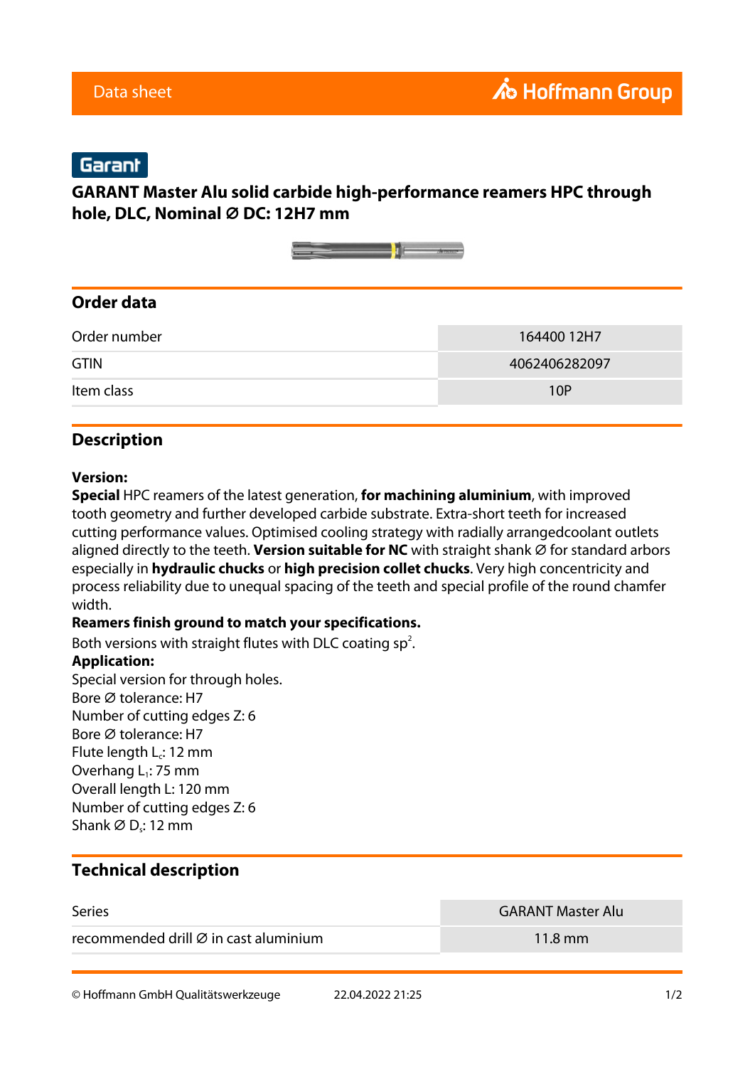Data sheet

Hoffmann Group

Garant

# GARANT Master Alu solid carbide high-performance reamers HPC through hole, DLC, Nominal Ø DC: 12H7 mm

## Order data

| Order number | 164400 12H7 |
|---|---|
| GTIN | 4062406282097 |
| Item class | 10P |

## Description

**Version:**
**Special** HPC reamers of the latest generation, **for machining aluminium**, with improved tooth geometry and further developed carbide substrate. Extra-short teeth for increased cutting performance values. Optimised cooling strategy with radially arrangedcoolant outlets aligned directly to the teeth. **Version suitable for NC** with straight shank Ø for standard arbors especially in **hydraulic chucks** or **high precision collet chucks**. Very high concentricity and process reliability due to unequal spacing of the teeth and special profile of the round chamfer width.
**Reamers finish ground to match your specifications.**
Both versions with straight flutes with DLC coating $sp^2$.
**Application:**
Special version for through holes.
Bore Ø tolerance: H7
Number of cutting edges Z: 6
Bore Ø tolerance: H7
Flute length $L_c$: 12 mm
Overhang $L_1$: 75 mm
Overall length L: 120 mm
Number of cutting edges Z: 6
Shank Ø $D_s$: 12 mm

## Technical description

| Series | GARANT Master Alu |
|---|---|
| recommended drill Ø in cast aluminium | 11.8 mm |

© Hoffmann GmbH Qualitätswerkzeuge 22.04.2022 21:25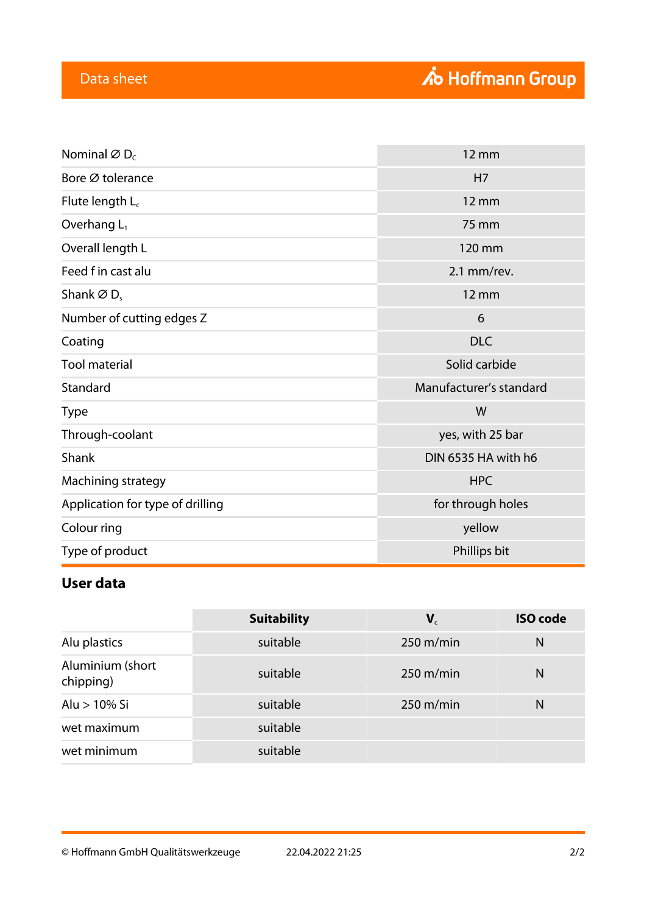| | |
|---|---|
| Nominal Ø $D_c$ | 12 mm |
| Bore Ø tolerance | H7 |
| Flute length $L_c$ | 12 mm |
| Overhang $L_1$ | 75 mm |
| Overall length L | 120 mm |
| Feed f in cast alu | 2.1 mm/rev. |
| Shank Ø $D_s$ | 12 mm |
| Number of cutting edges Z | 6 |
| Coating | DLC |
| Tool material | Solid carbide |
| Standard | Manufacturer's standard |
| Type | W |
| Through-coolant | yes, with 25 bar |
| Shank | DIN 6535 HA with h6 |
| Machining strategy | HPC |
| Application for type of drilling | for through holes |
| Colour ring | yellow |
| Type of product | Phillips bit |

## User data

| | Suitability | $V_c$ | ISO code |
|---|---|---|---|
| Alu plastics | suitable | 250 m/min | N |
| Aluminium (short chipping) | suitable | 250 m/min | N |
| Alu > 10% Si | suitable | 250 m/min | N |
| wet maximum | suitable | | |
| wet minimum | suitable | | |

© Hoffmann GmbH Qualitätswerkzeuge 22.04.2022 21:25